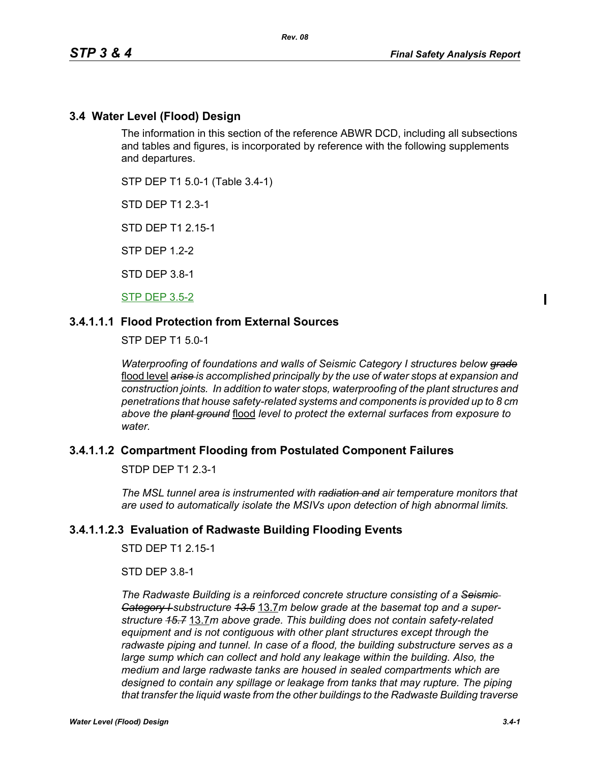## 3.4 Water Level (Flood) Design

The information in this section of the reference ABWR DCD, including all subsections and tables and figures, is incorporated by reference with the following supplements and departures.

STP DEP T1 5.0-1 (Table 3.4-1)

STD DEP T1 2.3-1

STD DEP T1 2.15-1

STP DEP 1.2-2

STD DEP 3.8-1

STP DEP 3.5-2

### 3.4.1.1.1 Flood Protection from External Sources

STP DEP T1 5.0-1

*Waterproofing of foundations and walls of Seismic Category I structures below ~~grade~~* flood level *~~arise~~ is accomplished principally by the use of water stops at expansion and construction joints. In addition to water stops, waterproofing of the plant structures and penetrations that house safety-related systems and components is provided up to 8 cm above the ~~plant ground~~* flood *level to protect the external surfaces from exposure to water.*

### 3.4.1.1.2 Compartment Flooding from Postulated Component Failures

STDP DEP T1 2.3-1

*The MSL tunnel area is instrumented with ~~radiation and~~ air temperature monitors that are used to automatically isolate the MSIVs upon detection of high abnormal limits.*

### 3.4.1.1.2.3 Evaluation of Radwaste Building Flooding Events

STD DEP T1 2.15-1

STD DEP 3.8-1

*The Radwaste Building is a reinforced concrete structure consisting of a ~~Seismic Category I~~ substructure ~~13.5~~* 13.7*m below grade at the basemat top and a superstructure ~~15.7~~* 13.7*m above grade. This building does not contain safety-related equipment and is not contiguous with other plant structures except through the radwaste piping and tunnel. In case of a flood, the building substructure serves as a large sump which can collect and hold any leakage within the building. Also, the medium and large radwaste tanks are housed in sealed compartments which are designed to contain any spillage or leakage from tanks that may rupture. The piping that transfer the liquid waste from the other buildings to the Radwaste Building traverse*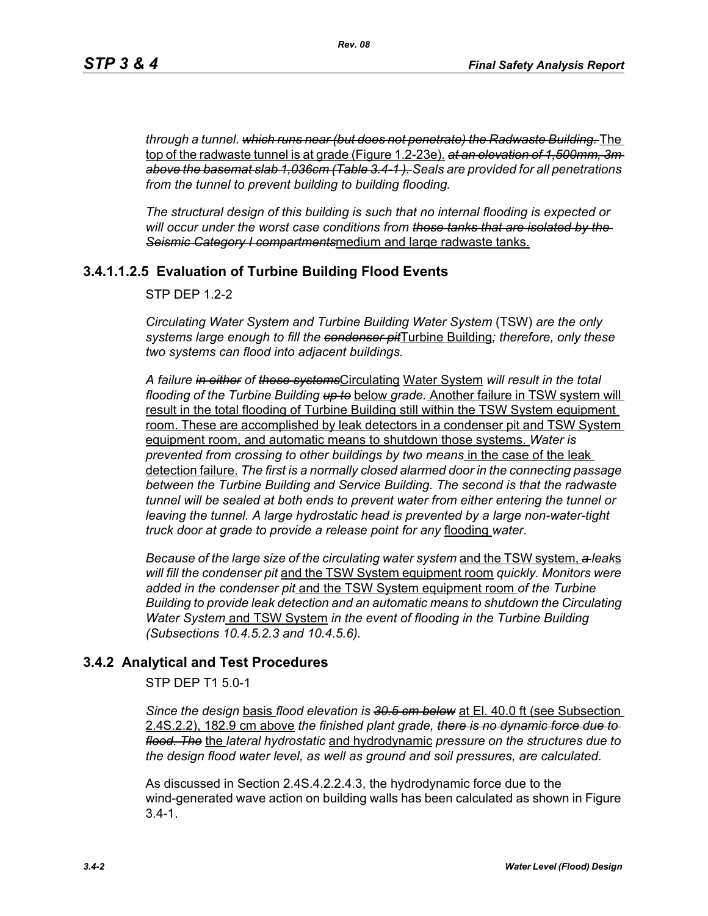*through a tunnel. ~~which runs near (but does not penetrate) the Radwaste Building.~~* The top of the radwaste tunnel is at grade (Figure 1.2-23e). *~~at an elevation of 1,500mm, 3m above the basemat slab 1,036cm (Table 3.4-1 ).~~ Seals are provided for all penetrations from the tunnel to prevent building to building flooding.*

*The structural design of this building is such that no internal flooding is expected or will occur under the worst case conditions from ~~those tanks that are isolated by the Seismic Category I compartments~~*medium and large radwaste tanks.

#### 3.4.1.1.2.5 Evaluation of Turbine Building Flood Events

STP DEP 1.2-2

*Circulating Water System and Turbine Building Water System* (TSW) *are the only systems large enough to fill the ~~condenser pit~~*Turbine Building*; therefore, only these two systems can flood into adjacent buildings.*

*A failure ~~in either~~ of ~~those systems~~*Circulating Water System *will result in the total flooding of the Turbine Building ~~up to~~* below *grade.* Another failure in TSW system will result in the total flooding of Turbine Building still within the TSW System equipment room. These are accomplished by leak detectors in a condenser pit and TSW System equipment room, and automatic means to shutdown those systems. *Water is prevented from crossing to other buildings by two means* in the case of the leak detection failure. *The first is a normally closed alarmed door in the connecting passage between the Turbine Building and Service Building. The second is that the radwaste tunnel will be sealed at both ends to prevent water from either entering the tunnel or leaving the tunnel. A large hydrostatic head is prevented by a large non-water-tight truck door at grade to provide a release point for any* flooding *water*.

*Because of the large size of the circulating water system* and the TSW system, *~~a~~ leak*s *will fill the condenser pit* and the TSW System equipment room *quickly. Monitors were added in the condenser pit* and the TSW System equipment room *of the Turbine Building to provide leak detection and an automatic means to shutdown the Circulating Water System* and TSW System *in the event of flooding in the Turbine Building (Subsections 10.4.5.2.3 and 10.4.5.6).*

### 3.4.2 Analytical and Test Procedures

STP DEP T1 5.0-1

*Since the design* basis *flood elevation is ~~30.5 cm below~~* at El. 40.0 ft (see Subsection 2.4S.2.2), 182.9 cm above *the finished plant grade, ~~there is no dynamic force due to flood. The~~* the *lateral hydrostatic* and hydrodynamic *pressure on the structures due to the design flood water level, as well as ground and soil pressures, are calculated.*

As discussed in Section 2.4S.4.2.2.4.3, the hydrodynamic force due to the wind-generated wave action on building walls has been calculated as shown in Figure 3.4-1.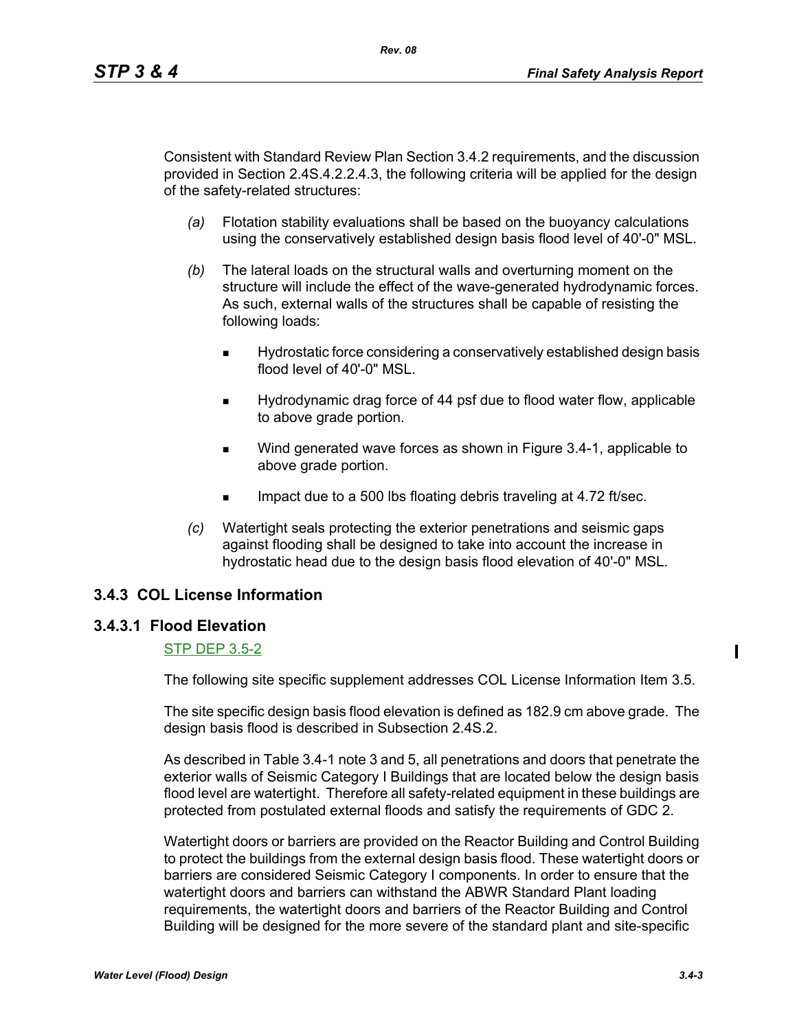Consistent with Standard Review Plan Section 3.4.2 requirements, and the discussion provided in Section 2.4S.4.2.2.4.3, the following criteria will be applied for the design of the safety-related structures:

*(a)* Flotation stability evaluations shall be based on the buoyancy calculations using the conservatively established design basis flood level of 40'-0" MSL.

*(b)* The lateral loads on the structural walls and overturning moment on the structure will include the effect of the wave-generated hydrodynamic forces. As such, external walls of the structures shall be capable of resisting the following loads:

- Hydrostatic force considering a conservatively established design basis flood level of 40'-0" MSL.
- Hydrodynamic drag force of 44 psf due to flood water flow, applicable to above grade portion.
- Wind generated wave forces as shown in Figure 3.4-1, applicable to above grade portion.
- Impact due to a 500 lbs floating debris traveling at 4.72 ft/sec.

*(c)* Watertight seals protecting the exterior penetrations and seismic gaps against flooding shall be designed to take into account the increase in hydrostatic head due to the design basis flood elevation of 40'-0" MSL.

## 3.4.3 COL License Information

### 3.4.3.1 Flood Elevation

STP DEP 3.5-2

The following site specific supplement addresses COL License Information Item 3.5.

The site specific design basis flood elevation is defined as 182.9 cm above grade. The design basis flood is described in Subsection 2.4S.2.

As described in Table 3.4-1 note 3 and 5, all penetrations and doors that penetrate the exterior walls of Seismic Category I Buildings that are located below the design basis flood level are watertight. Therefore all safety-related equipment in these buildings are protected from postulated external floods and satisfy the requirements of GDC 2.

Watertight doors or barriers are provided on the Reactor Building and Control Building to protect the buildings from the external design basis flood. These watertight doors or barriers are considered Seismic Category I components. In order to ensure that the watertight doors and barriers can withstand the ABWR Standard Plant loading requirements, the watertight doors and barriers of the Reactor Building and Control Building will be designed for the more severe of the standard plant and site-specific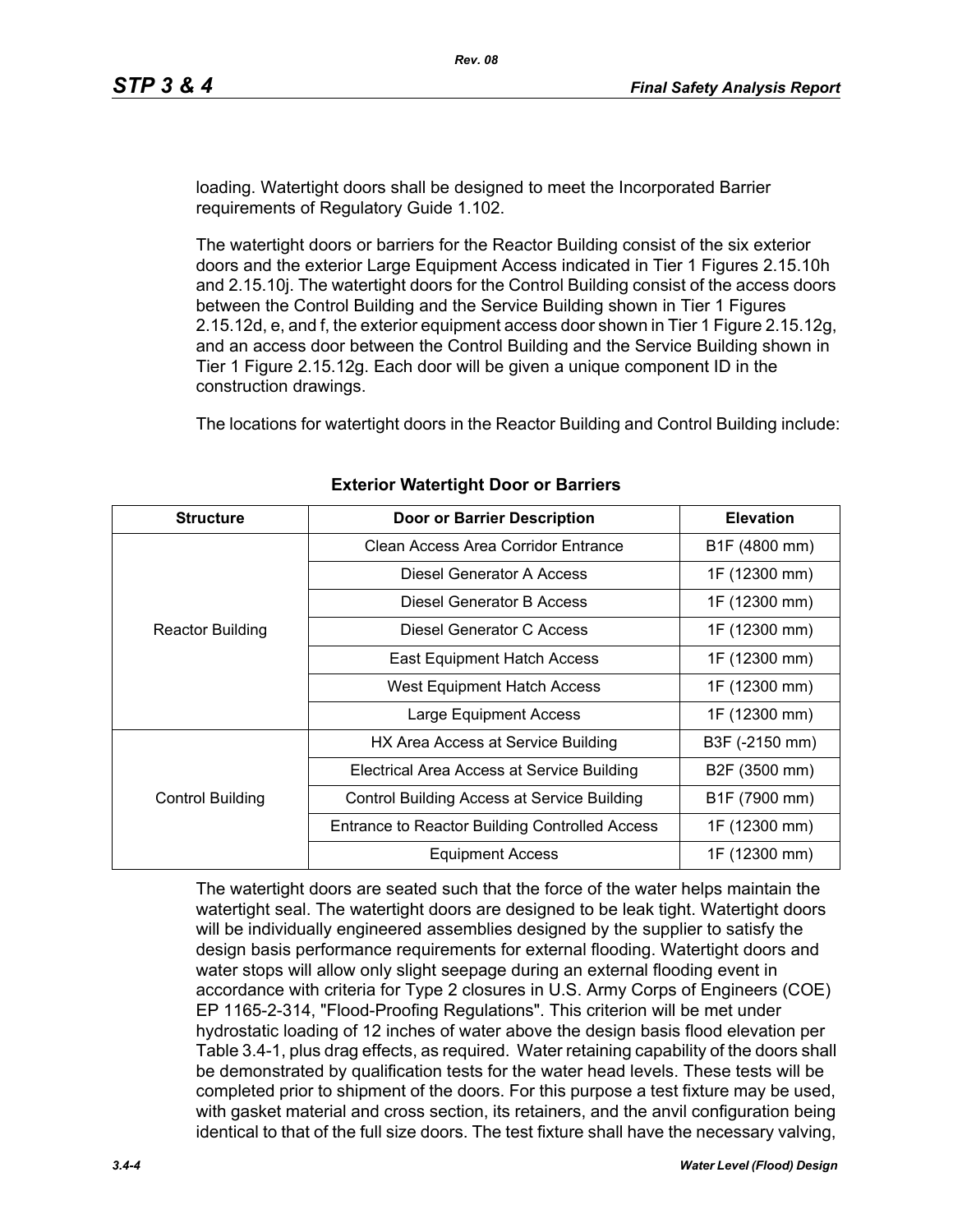loading. Watertight doors shall be designed to meet the Incorporated Barrier requirements of Regulatory Guide 1.102.

The watertight doors or barriers for the Reactor Building consist of the six exterior doors and the exterior Large Equipment Access indicated in Tier 1 Figures 2.15.10h and 2.15.10j. The watertight doors for the Control Building consist of the access doors between the Control Building and the Service Building shown in Tier 1 Figures 2.15.12d, e, and f, the exterior equipment access door shown in Tier 1 Figure 2.15.12g, and an access door between the Control Building and the Service Building shown in Tier 1 Figure 2.15.12g. Each door will be given a unique component ID in the construction drawings.

The locations for watertight doors in the Reactor Building and Control Building include:

**Exterior Watertight Door or Barriers**

| Structure | Door or Barrier Description | Elevation |
|---|---|---|
| Reactor Building | Clean Access Area Corridor Entrance | B1F (4800 mm) |
| | Diesel Generator A Access | 1F (12300 mm) |
| | Diesel Generator B Access | 1F (12300 mm) |
| | Diesel Generator C Access | 1F (12300 mm) |
| | East Equipment Hatch Access | 1F (12300 mm) |
| | West Equipment Hatch Access | 1F (12300 mm) |
| | Large Equipment Access | 1F (12300 mm) |
| Control Building | HX Area Access at Service Building | B3F (-2150 mm) |
| | Electrical Area Access at Service Building | B2F (3500 mm) |
| | Control Building Access at Service Building | B1F (7900 mm) |
| | Entrance to Reactor Building Controlled Access | 1F (12300 mm) |
| | Equipment Access | 1F (12300 mm) |

The watertight doors are seated such that the force of the water helps maintain the watertight seal. The watertight doors are designed to be leak tight. Watertight doors will be individually engineered assemblies designed by the supplier to satisfy the design basis performance requirements for external flooding. Watertight doors and water stops will allow only slight seepage during an external flooding event in accordance with criteria for Type 2 closures in U.S. Army Corps of Engineers (COE) EP 1165-2-314, "Flood-Proofing Regulations". This criterion will be met under hydrostatic loading of 12 inches of water above the design basis flood elevation per Table 3.4-1, plus drag effects, as required. Water retaining capability of the doors shall be demonstrated by qualification tests for the water head levels. These tests will be completed prior to shipment of the doors. For this purpose a test fixture may be used, with gasket material and cross section, its retainers, and the anvil configuration being identical to that of the full size doors. The test fixture shall have the necessary valving,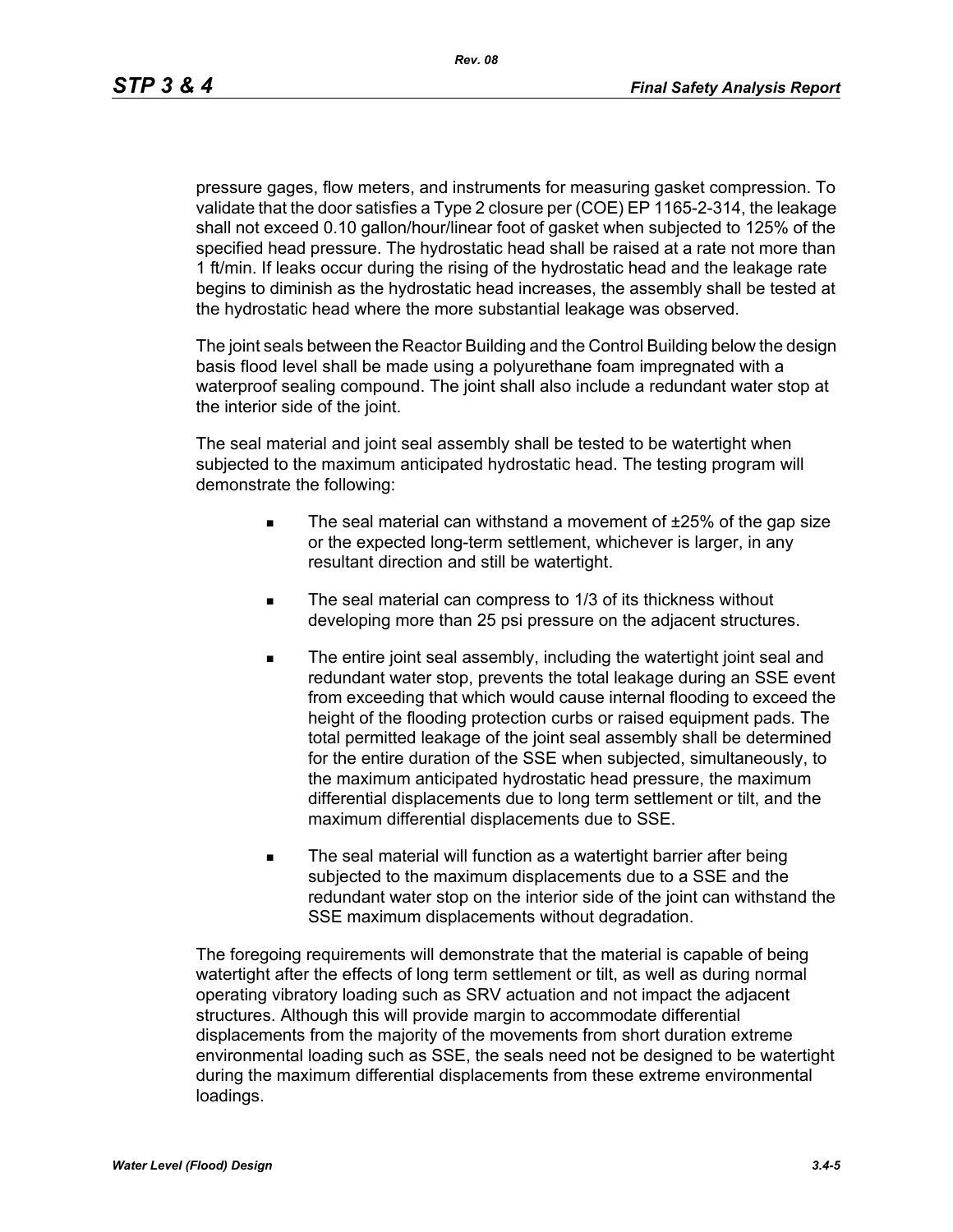pressure gages, flow meters, and instruments for measuring gasket compression. To validate that the door satisfies a Type 2 closure per (COE) EP 1165-2-314, the leakage shall not exceed 0.10 gallon/hour/linear foot of gasket when subjected to 125% of the specified head pressure. The hydrostatic head shall be raised at a rate not more than 1 ft/min. If leaks occur during the rising of the hydrostatic head and the leakage rate begins to diminish as the hydrostatic head increases, the assembly shall be tested at the hydrostatic head where the more substantial leakage was observed.

The joint seals between the Reactor Building and the Control Building below the design basis flood level shall be made using a polyurethane foam impregnated with a waterproof sealing compound. The joint shall also include a redundant water stop at the interior side of the joint.

The seal material and joint seal assembly shall be tested to be watertight when subjected to the maximum anticipated hydrostatic head. The testing program will demonstrate the following:

- The seal material can withstand a movement of ±25% of the gap size or the expected long-term settlement, whichever is larger, in any resultant direction and still be watertight.
- The seal material can compress to 1/3 of its thickness without developing more than 25 psi pressure on the adjacent structures.
- The entire joint seal assembly, including the watertight joint seal and redundant water stop, prevents the total leakage during an SSE event from exceeding that which would cause internal flooding to exceed the height of the flooding protection curbs or raised equipment pads. The total permitted leakage of the joint seal assembly shall be determined for the entire duration of the SSE when subjected, simultaneously, to the maximum anticipated hydrostatic head pressure, the maximum differential displacements due to long term settlement or tilt, and the maximum differential displacements due to SSE.
- The seal material will function as a watertight barrier after being subjected to the maximum displacements due to a SSE and the redundant water stop on the interior side of the joint can withstand the SSE maximum displacements without degradation.

The foregoing requirements will demonstrate that the material is capable of being watertight after the effects of long term settlement or tilt, as well as during normal operating vibratory loading such as SRV actuation and not impact the adjacent structures. Although this will provide margin to accommodate differential displacements from the majority of the movements from short duration extreme environmental loading such as SSE, the seals need not be designed to be watertight during the maximum differential displacements from these extreme environmental loadings.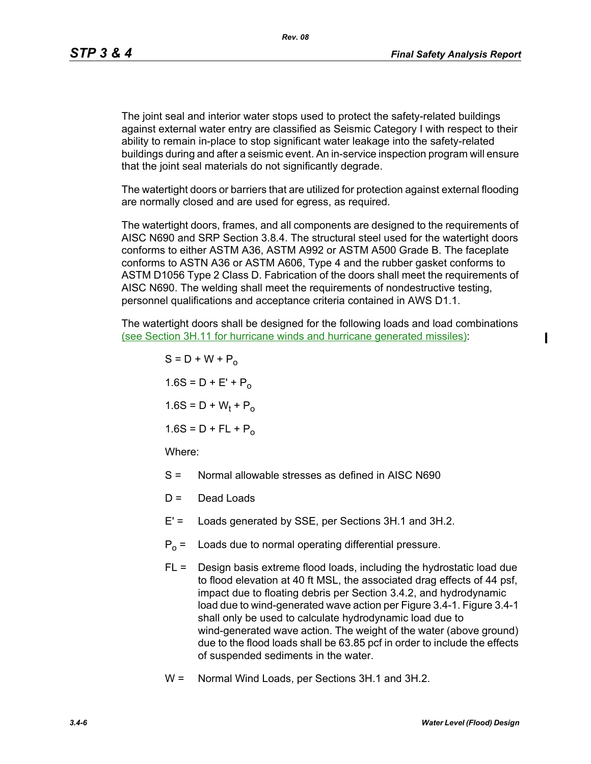The joint seal and interior water stops used to protect the safety-related buildings against external water entry are classified as Seismic Category I with respect to their ability to remain in-place to stop significant water leakage into the safety-related buildings during and after a seismic event. An in-service inspection program will ensure that the joint seal materials do not significantly degrade.

The watertight doors or barriers that are utilized for protection against external flooding are normally closed and are used for egress, as required.

The watertight doors, frames, and all components are designed to the requirements of AISC N690 and SRP Section 3.8.4. The structural steel used for the watertight doors conforms to either ASTM A36, ASTM A992 or ASTM A500 Grade B. The faceplate conforms to ASTN A36 or ASTM A606, Type 4 and the rubber gasket conforms to ASTM D1056 Type 2 Class D. Fabrication of the doors shall meet the requirements of AISC N690. The welding shall meet the requirements of nondestructive testing, personnel qualifications and acceptance criteria contained in AWS D1.1.

The watertight doors shall be designed for the following loads and load combinations (see Section 3H.11 for hurricane winds and hurricane generated missiles):

$S = D + W + P_o$

$1.6S = D + E' + P_o$

$1.6S = D + W_t + P_o$

$1.6S = D + FL + P_o$

Where:

- S = Normal allowable stresses as defined in AISC N690
- D = Dead Loads
- E' = Loads generated by SSE, per Sections 3H.1 and 3H.2.
- $P_o$ = Loads due to normal operating differential pressure.
- FL = Design basis extreme flood loads, including the hydrostatic load due to flood elevation at 40 ft MSL, the associated drag effects of 44 psf, impact due to floating debris per Section 3.4.2, and hydrodynamic load due to wind-generated wave action per Figure 3.4-1. Figure 3.4-1 shall only be used to calculate hydrodynamic load due to wind-generated wave action. The weight of the water (above ground) due to the flood loads shall be 63.85 pcf in order to include the effects of suspended sediments in the water.
- W = Normal Wind Loads, per Sections 3H.1 and 3H.2.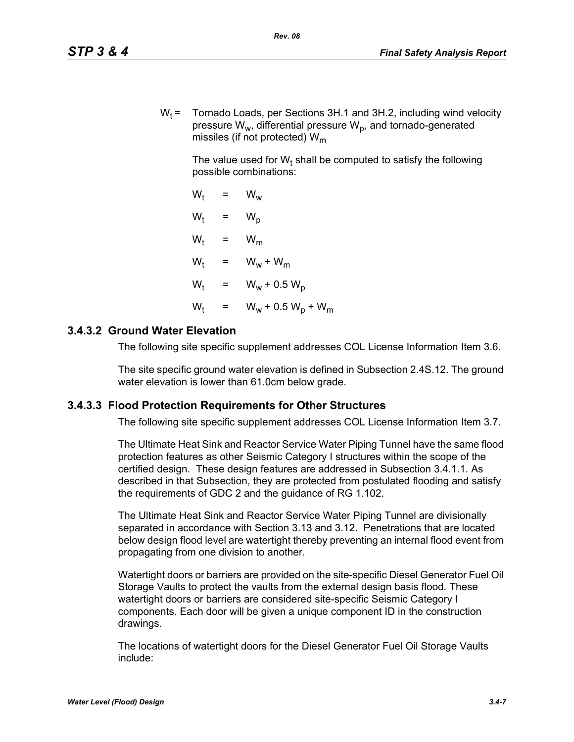$W_t$ = Tornado Loads, per Sections 3H.1 and 3H.2, including wind velocity pressure $W_w$, differential pressure $W_p$, and tornado-generated missiles (if not protected) $W_m$

The value used for $W_t$ shall be computed to satisfy the following possible combinations:

$W_t = W_w$

$W_t = W_p$

$W_t = W_m$

$W_t = W_w + W_m$

$W_t = W_w + 0.5\ W_p$

$W_t = W_w + 0.5\ W_p + W_m$

### 3.4.3.2 Ground Water Elevation

The following site specific supplement addresses COL License Information Item 3.6.

The site specific ground water elevation is defined in Subsection 2.4S.12. The ground water elevation is lower than 61.0cm below grade.

### 3.4.3.3 Flood Protection Requirements for Other Structures

The following site specific supplement addresses COL License Information Item 3.7.

The Ultimate Heat Sink and Reactor Service Water Piping Tunnel have the same flood protection features as other Seismic Category I structures within the scope of the certified design. These design features are addressed in Subsection 3.4.1.1. As described in that Subsection, they are protected from postulated flooding and satisfy the requirements of GDC 2 and the guidance of RG 1.102.

The Ultimate Heat Sink and Reactor Service Water Piping Tunnel are divisionally separated in accordance with Section 3.13 and 3.12. Penetrations that are located below design flood level are watertight thereby preventing an internal flood event from propagating from one division to another.

Watertight doors or barriers are provided on the site-specific Diesel Generator Fuel Oil Storage Vaults to protect the vaults from the external design basis flood. These watertight doors or barriers are considered site-specific Seismic Category I components. Each door will be given a unique component ID in the construction drawings.

The locations of watertight doors for the Diesel Generator Fuel Oil Storage Vaults include: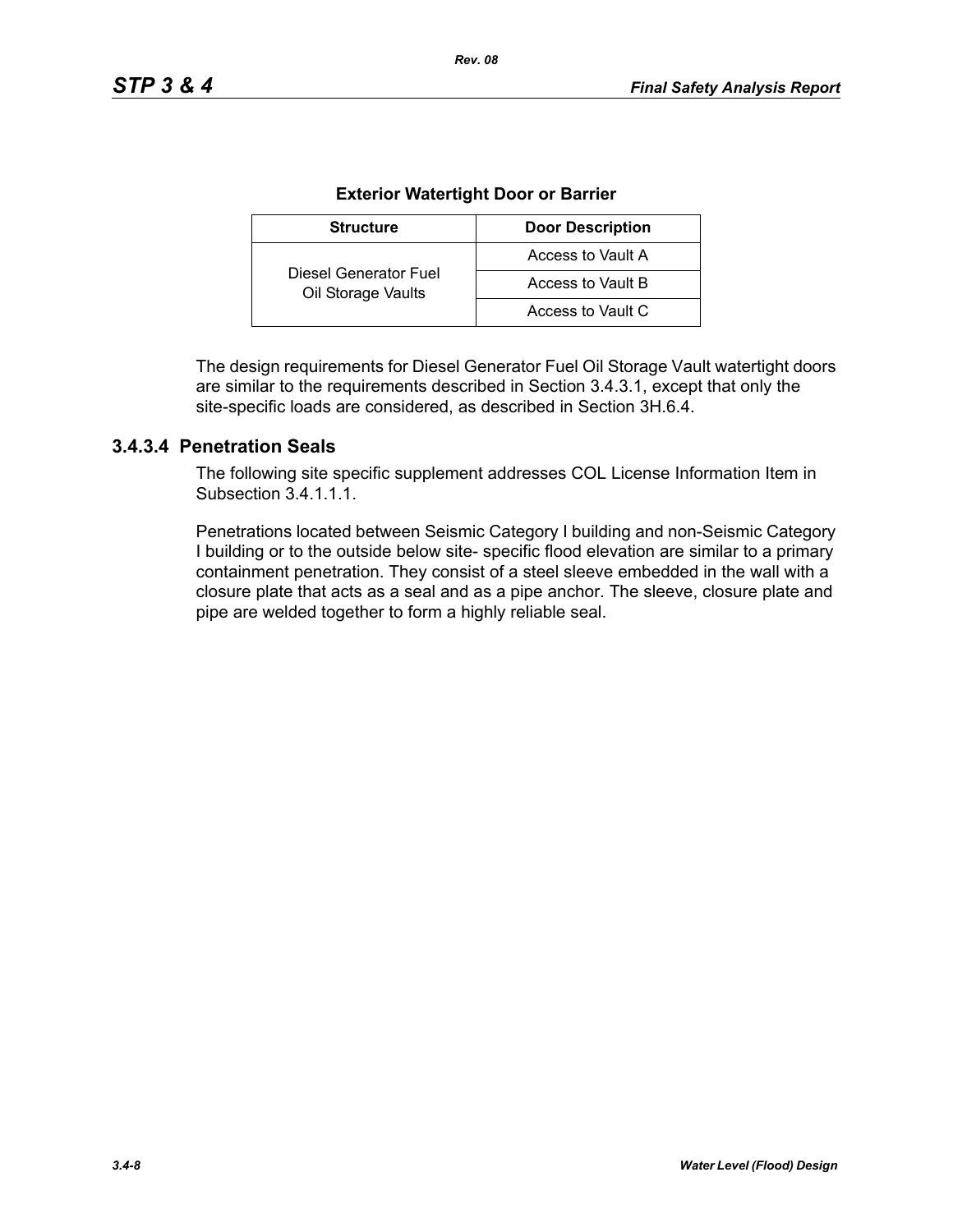**Exterior Watertight Door or Barrier**

| Structure | Door Description |
| --- | --- |
| Diesel Generator Fuel Oil Storage Vaults | Access to Vault A |
| | Access to Vault B |
| | Access to Vault C |

The design requirements for Diesel Generator Fuel Oil Storage Vault watertight doors are similar to the requirements described in Section 3.4.3.1, except that only the site-specific loads are considered, as described in Section 3H.6.4.

### 3.4.3.4 Penetration Seals

The following site specific supplement addresses COL License Information Item in Subsection 3.4.1.1.1.

Penetrations located between Seismic Category I building and non-Seismic Category I building or to the outside below site- specific flood elevation are similar to a primary containment penetration. They consist of a steel sleeve embedded in the wall with a closure plate that acts as a seal and as a pipe anchor. The sleeve, closure plate and pipe are welded together to form a highly reliable seal.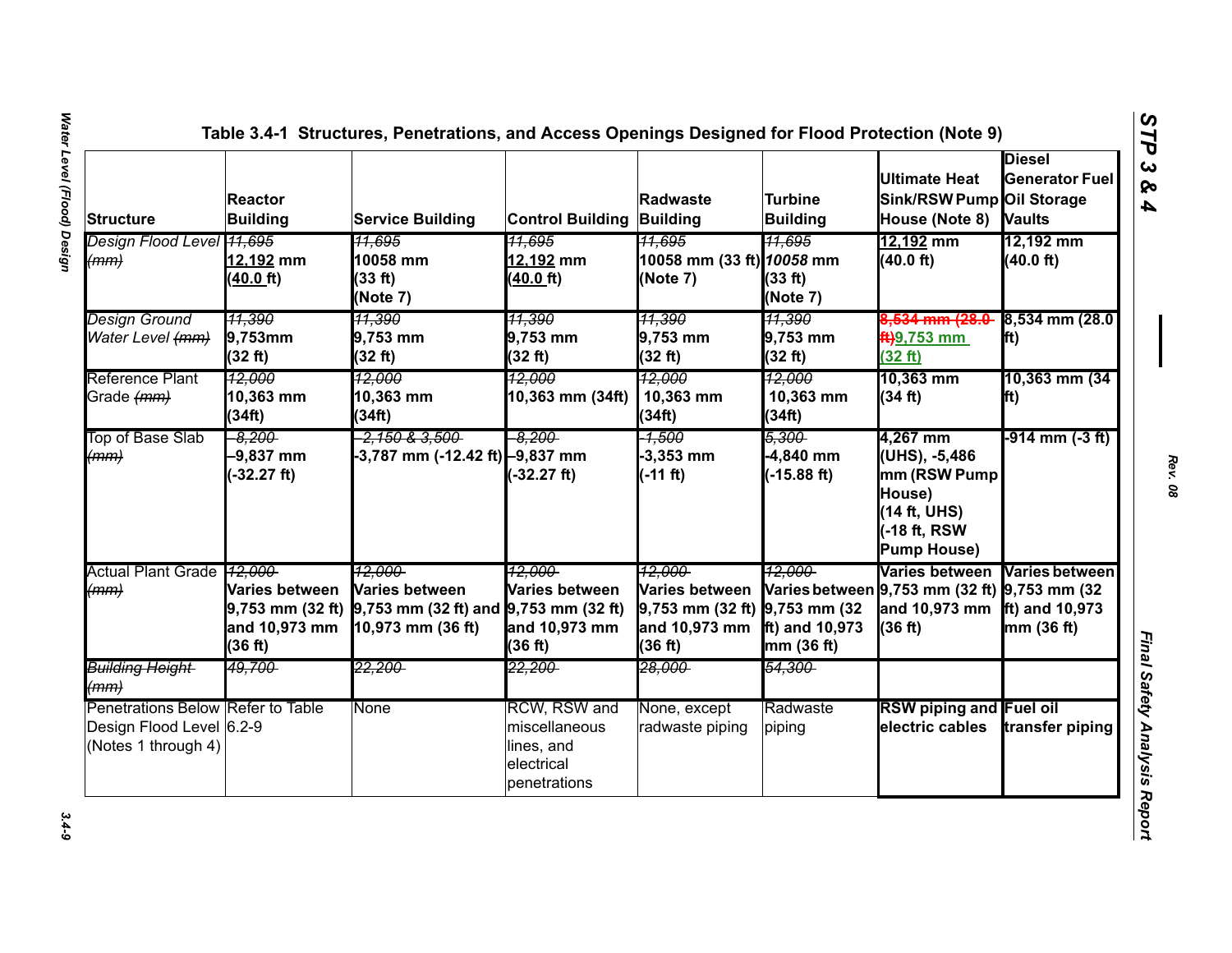Table 3.4-1 Structures, Penetrations, and Access Openings Designed for Flood Protection (Note 9)

| Structure | Reactor Building | Service Building | Control Building | Radwaste Building | Turbine Building | Ultimate Heat Sink/RSW Pump House (Note 8) | Diesel Generator Fuel Oil Storage Vaults |
|---|---|---|---|---|---|---|---|
| *Design Flood Level ~~(mm)~~* | ~~11,695~~ 12,192 mm (40.0 ft) | ~~11,695~~ 10058 mm (33 ft) (Note 7) | ~~11,695~~ 12,192 mm (40.0 ft) | ~~11,695~~ 10058 mm (33 ft) (Note 7) | ~~11,695~~ *10058* mm (33 ft) (Note 7) | 12,192 mm (40.0 ft) | 12,192 mm (40.0 ft) |
| *Design Ground Water Level ~~(mm)~~* | ~~11,390~~ 9,753mm (32 ft) | ~~11,390~~ 9,753 mm (32 ft) | ~~11,390~~ 9,753 mm (32 ft) | ~~11,390~~ 9,753 mm (32 ft) | ~~11,390~~ 9,753 mm (32 ft) | ~~8,534 mm (28.0 ft)~~ 9,753 mm (32 ft) | 8,534 mm (28.0 ft) |
| Reference Plant Grade ~~(mm)~~ | ~~12,000~~ 10,363 mm (34ft) | ~~12,000~~ 10,363 mm (34ft) | ~~12,000~~ 10,363 mm (34ft) | ~~12,000~~ 10,363 mm (34ft) | ~~12,000~~ 10,363 mm (34ft) | 10,363 mm (34 ft) | 10,363 mm (34 ft) |
| Top of Base Slab ~~(mm)~~ | ~~-8,200~~ -9,837 mm (-32.27 ft) | ~~-2,150 & 3,500~~ -3,787 mm (-12.42 ft) | ~~-8,200~~ -9,837 mm (-32.27 ft) | ~~-1,500~~ -3,353 mm (-11 ft) | ~~5,300~~ -4,840 mm (-15.88 ft) | 4,267 mm (UHS), -5,486 mm (RSW Pump House) (14 ft, UHS) (-18 ft, RSW Pump House) | -914 mm (-3 ft) |
| Actual Plant Grade ~~(mm)~~ | ~~12,000~~ Varies between 9,753 mm (32 ft) and 10,973 mm (36 ft) | ~~12,000~~ Varies between 9,753 mm (32 ft) and 10,973 mm (36 ft) | ~~12,000~~ Varies between 9,753 mm (32 ft) and 10,973 mm (36 ft) | ~~12,000~~ Varies between 9,753 mm (32 ft) and 10,973 mm (36 ft) | ~~12,000~~ Varies between 9,753 mm (32 ft) and 10,973 mm (36 ft) | Varies between 9,753 mm (32 ft) and 10,973 mm (36 ft) | Varies between 9,753 mm (32 ft) and 10,973 mm (36 ft) |
| ~~*Building Height (mm)*~~ | ~~49,700~~ | ~~22,200~~ | ~~22,200~~ | ~~28,000~~ | ~~54,300~~ | | |
| Penetrations Below Design Flood Level (Notes 1 through 4) | Refer to Table 6.2-9 | None | RCW, RSW and miscellaneous lines, and electrical penetrations | None, except radwaste piping | Radwaste piping | RSW piping and electric cables | Fuel oil transfer piping |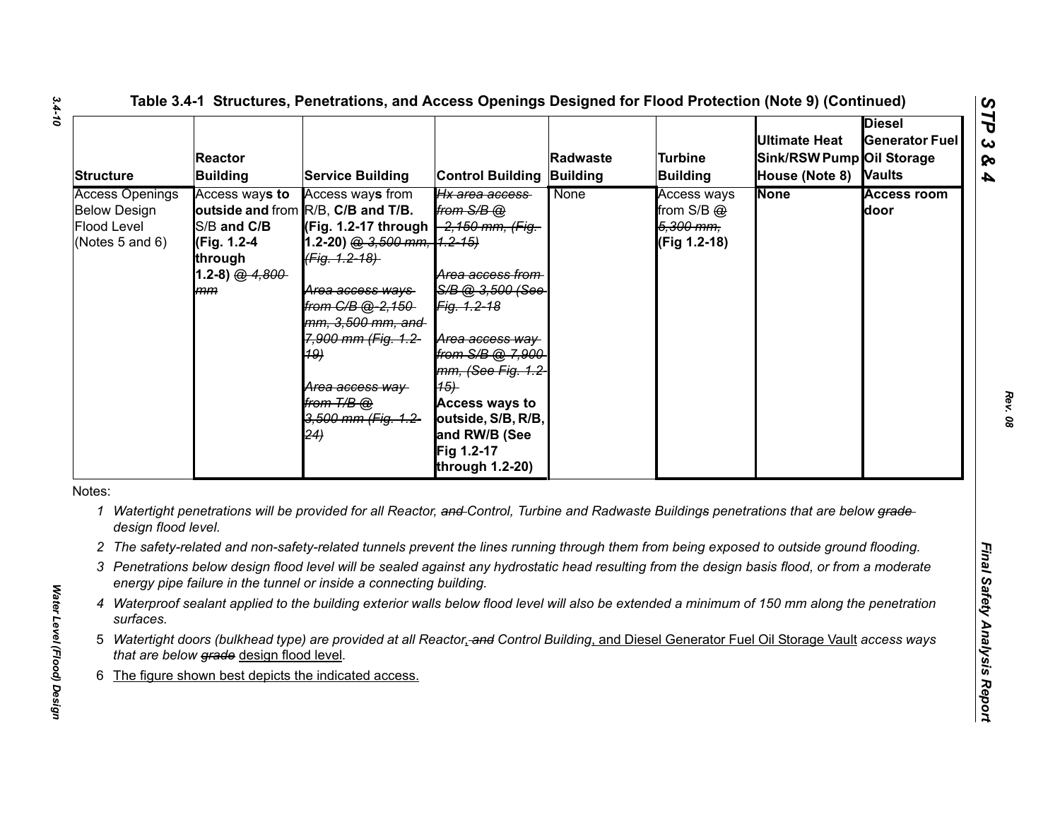**Table 3.4-1 Structures, Penetrations, and Access Openings Designed for Flood Protection (Note 9) (Continued)**

| Structure | Reactor Building | Service Building | Control Building | Radwaste Building | Turbine Building | Ultimate Heat Sink/RSW Pump House (Note 8) | Diesel Generator Fuel Oil Storage Vaults |
|---|---|---|---|---|---|---|---|
| Access Openings Below Design Flood Level (Notes 5 and 6) | Access ways **to outside and** from S/B **and C/B (Fig. 1.2-4 through 1.2-8)** @ ~~4,800 mm~~ | Access way**s** from R/B, **C/B and T/B. (Fig. 1.2-17 through 1.2-20)** @ ~~3,500 mm, (Fig. 1.2-18)~~ ~~Area access ways from C/B @ 2,150 mm, 3,500 mm, and 7,900 mm (Fig. 1.2-19)~~ ~~Area access way from T/B @ 3,500 mm (Fig. 1.2-24)~~ | ~~Hx area access from S/B @ 2,150 mm, (Fig. 1.2-15)~~ ~~Area access from S/B @ 3,500 (See Fig. 1.2-18~~ ~~Area access way from S/B @ 7,900 mm, (See Fig. 1.2-15)~~ **Access ways to outside, S/B, R/B, and RW/B (See Fig 1.2-17 through 1.2-20)** | None | Access ways from S/B @ ~~5,300 mm,~~ **(Fig 1.2-18)** | **None** | **Access room door** |

Notes:

1. *Watertight penetrations will be provided for all Reactor, ~~and~~ Control, Turbine and Radwaste Buildings penetrations that are below ~~grade~~ design flood level.*
2. *The safety-related and non-safety-related tunnels prevent the lines running through them from being exposed to outside ground flooding.*
3. *Penetrations below design flood level will be sealed against any hydrostatic head resulting from the design basis flood, or from a moderate energy pipe failure in the tunnel or inside a connecting building.*
4. *Waterproof sealant applied to the building exterior walls below flood level will also be extended a minimum of 150 mm along the penetration surfaces.*
5. *Watertight doors (bulkhead type) are provided at all Reactor, ~~and~~ Control Building, and Diesel Generator Fuel Oil Storage Vault access ways that are below ~~grade~~ design flood level.*
6. The figure shown best depicts the indicated access.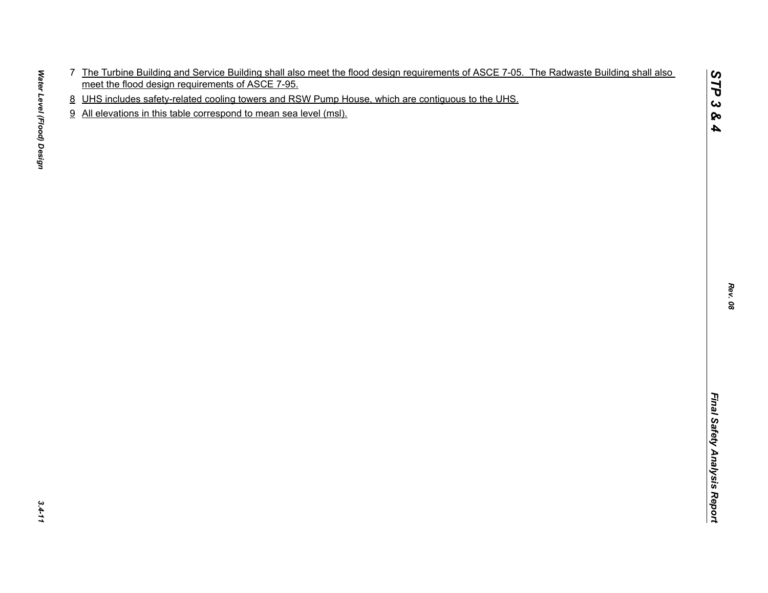7 The Turbine Building and Service Building shall also meet the flood design requirements of ASCE 7-05. The Radwaste Building shall also meet the flood design requirements of ASCE 7-95.

8 UHS includes safety-related cooling towers and RSW Pump House, which are contiguous to the UHS.

9 All elevations in this table correspond to mean sea level (msl).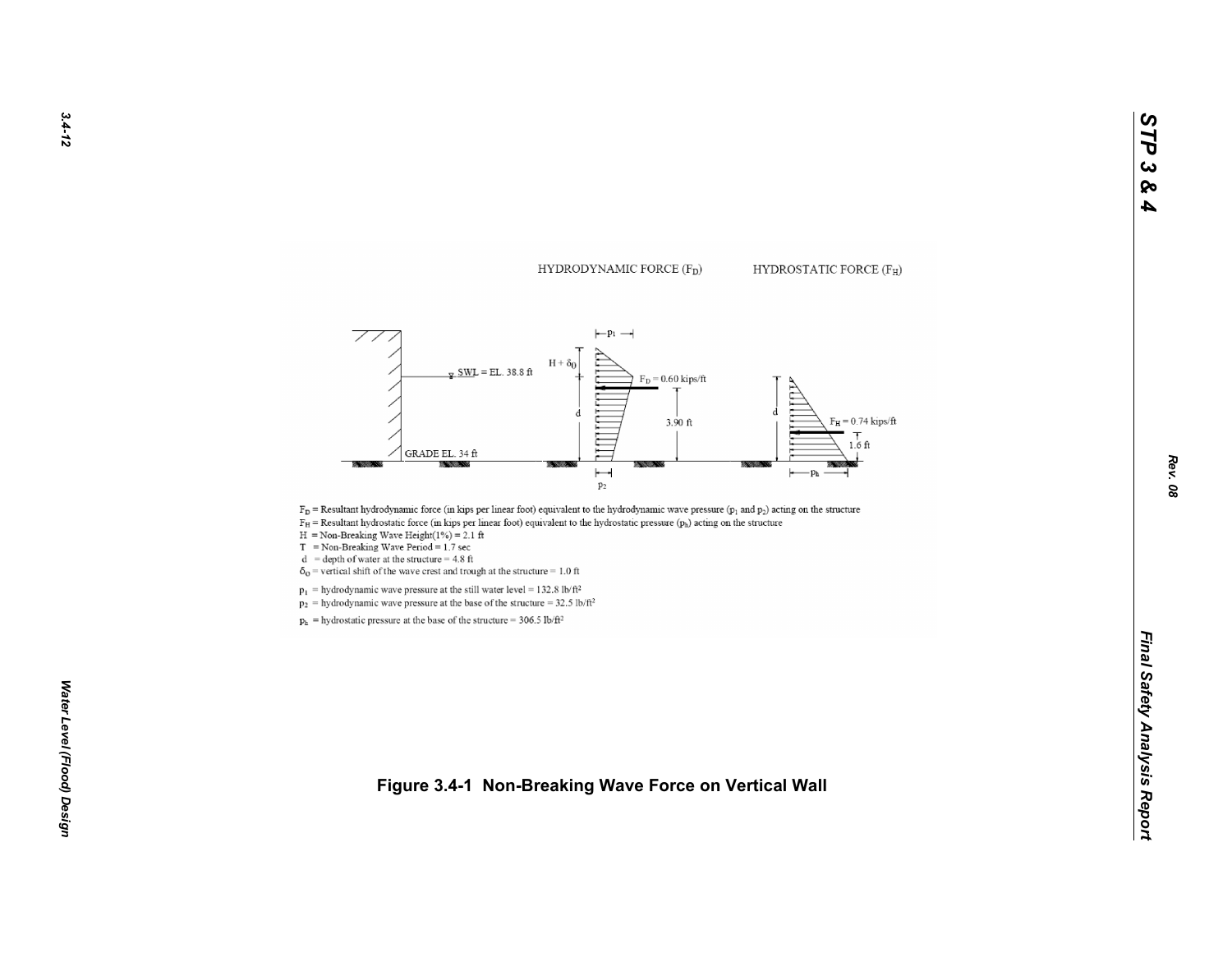HYDRODYNAMIC FORCE ($F_D$)

HYDROSTATIC FORCE ($F_H$)

SWL = EL. 38.8 ft

GRADE EL. 34 ft

$p_1$

$H + \delta_0$

$F_D = 0.60$ kips/ft

d

3.90 ft

$p_2$

d

$F_H = 0.74$ kips/ft

1.6 ft

$p_h$

$F_D$ = Resultant hydrodynamic force (in kips per linear foot) equivalent to the hydrodynamic wave pressure ($p_1$ and $p_2$) acting on the structure

$F_H$ = Resultant hydrostatic force (in kips per linear foot) equivalent to the hydrostatic pressure ($p_h$) acting on the structure

H = Non-Breaking Wave Height(1%) = 2.1 ft

T = Non-Breaking Wave Period = 1.7 sec

d = depth of water at the structure = 4.8 ft

$\delta_0$ = vertical shift of the wave crest and trough at the structure = 1.0 ft

$p_1$ = hydrodynamic wave pressure at the still water level = 132.8 lb/ft²

$p_2$ = hydrodynamic wave pressure at the base of the structure = 32.5 lb/ft²

$p_h$ = hydrostatic pressure at the base of the structure = 306.5 lb/ft²

**Figure 3.4-1 Non-Breaking Wave Force on Vertical Wall**